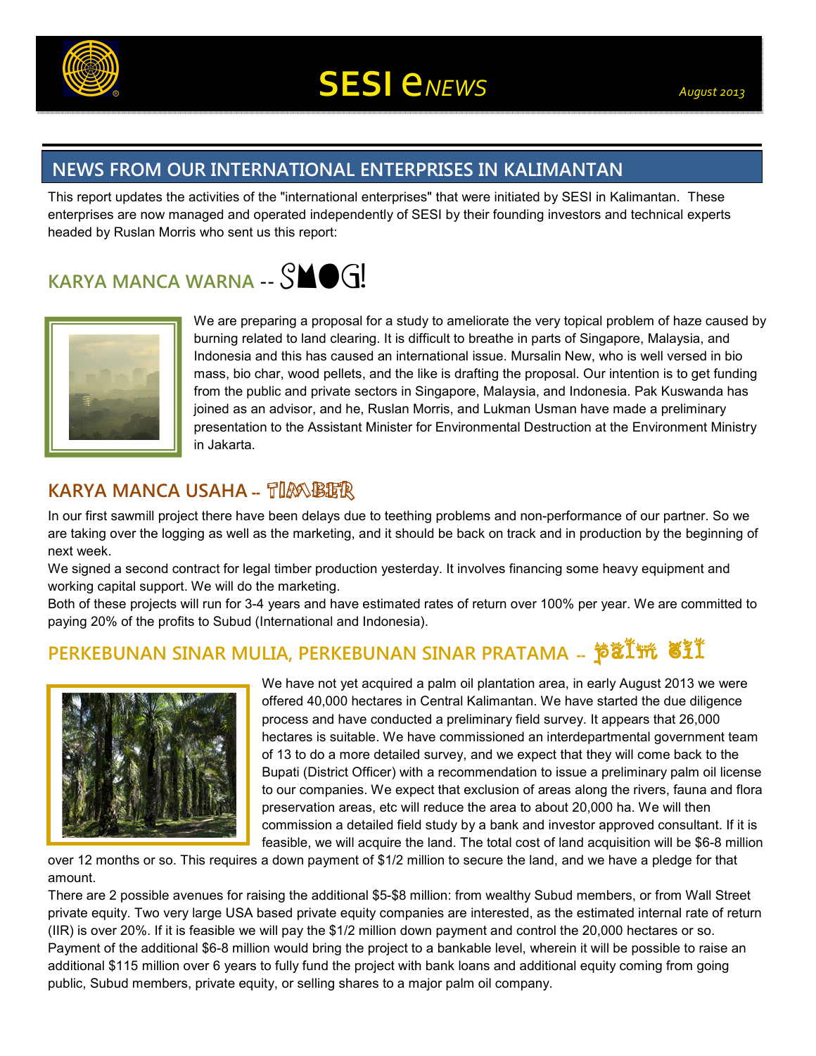# SESI eNEWS

*August 2013*

## NEWS FROM OUR INTERNATIONAL ENTERPRISES IN KALIMANTAN

This report updates the activities of the "international enterprises" that were initiated by SESI in Kalimantan. These enterprises are now managed and operated independently of SESI by their founding investors and technical experts headed by Ruslan Morris who sent us this report:

### KARYA MANCA WARNA -- SMOG!

We are preparing a proposal for a study to ameliorate the very topical problem of haze caused by burning related to land clearing. It is difficult to breathe in parts of Singapore, Malaysia, and Indonesia and this has caused an international issue. Mursalin New, who is well versed in bio mass, bio char, wood pellets, and the like is drafting the proposal. Our intention is to get funding from the public and private sectors in Singapore, Malaysia, and Indonesia. Pak Kuswanda has joined as an advisor, and he, Ruslan Morris, and Lukman Usman have made a preliminary presentation to the Assistant Minister for Environmental Destruction at the Environment Ministry in Jakarta.

### KARYA MANCA USAHA -- TIMBER

In our first sawmill project there have been delays due to teething problems and non-performance of our partner. So we are taking over the logging as well as the marketing, and it should be back on track and in production by the beginning of next week.

We signed a second contract for legal timber production yesterday. It involves financing some heavy equipment and working capital support. We will do the marketing.

Both of these projects will run for 3-4 years and have estimated rates of return over 100% per year. We are committed to paying 20% of the profits to Subud (International and Indonesia).

### PERKEBUNAN SINAR MULIA, PERKEBUNAN SINAR PRATAMA -- palm oil

We have not yet acquired a palm oil plantation area, in early August 2013 we were offered 40,000 hectares in Central Kalimantan. We have started the due diligence process and have conducted a preliminary field survey. It appears that 26,000 hectares is suitable. We have commissioned an interdepartmental government team of 13 to do a more detailed survey, and we expect that they will come back to the Bupati (District Officer) with a recommendation to issue a preliminary palm oil license to our companies. We expect that exclusion of areas along the rivers, fauna and flora preservation areas, etc will reduce the area to about 20,000 ha. We will then commission a detailed field study by a bank and investor approved consultant. If it is feasible, we will acquire the land. The total cost of land acquisition will be $6-8 million over 12 months or so. This requires a down payment of $1/2 million to secure the land, and we have a pledge for that amount.

There are 2 possible avenues for raising the additional $5-$8 million: from wealthy Subud members, or from Wall Street private equity. Two very large USA based private equity companies are interested, as the estimated internal rate of return (IIR) is over 20%. If it is feasible we will pay the $1/2 million down payment and control the 20,000 hectares or so. Payment of the additional $6-8 million would bring the project to a bankable level, wherein it will be possible to raise an additional $115 million over 6 years to fully fund the project with bank loans and additional equity coming from going public, Subud members, private equity, or selling shares to a major palm oil company.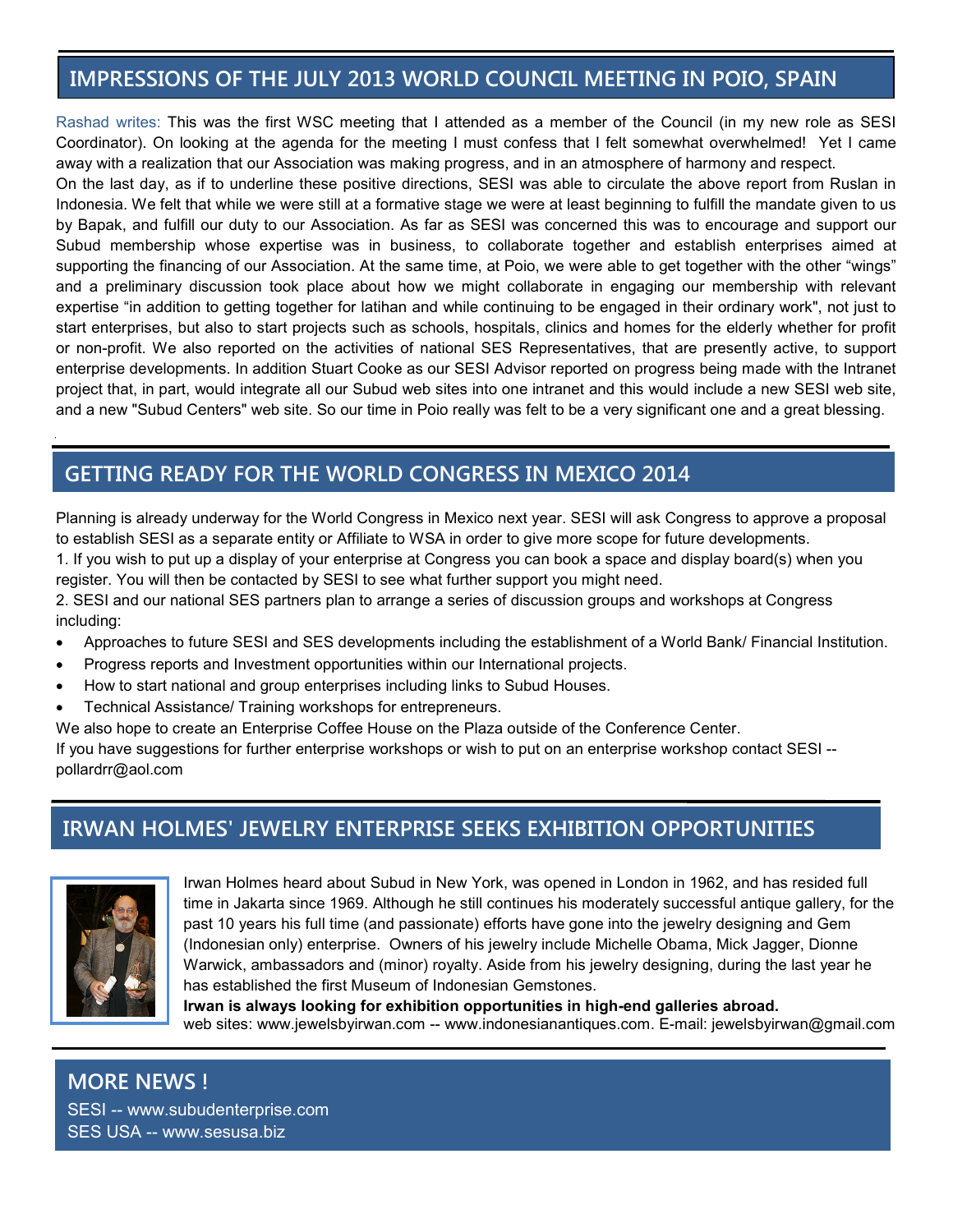## IMPRESSIONS OF THE JULY 2013 WORLD COUNCIL MEETING IN POIO, SPAIN

Rashad writes: This was the first WSC meeting that I attended as a member of the Council (in my new role as SESI Coordinator). On looking at the agenda for the meeting I must confess that I felt somewhat overwhelmed! Yet I came away with a realization that our Association was making progress, and in an atmosphere of harmony and respect.

On the last day, as if to underline these positive directions, SESI was able to circulate the above report from Ruslan in Indonesia. We felt that while we were still at a formative stage we were at least beginning to fulfill the mandate given to us by Bapak, and fulfill our duty to our Association. As far as SESI was concerned this was to encourage and support our Subud membership whose expertise was in business, to collaborate together and establish enterprises aimed at supporting the financing of our Association. At the same time, at Poio, we were able to get together with the other "wings" and a preliminary discussion took place about how we might collaborate in engaging our membership with relevant expertise "in addition to getting together for latihan and while continuing to be engaged in their ordinary work", not just to start enterprises, but also to start projects such as schools, hospitals, clinics and homes for the elderly whether for profit or non-profit. We also reported on the activities of national SES Representatives, that are presently active, to support enterprise developments. In addition Stuart Cooke as our SESI Advisor reported on progress being made with the Intranet project that, in part, would integrate all our Subud web sites into one intranet and this would include a new SESI web site, and a new "Subud Centers" web site. So our time in Poio really was felt to be a very significant one and a great blessing.

## GETTING READY FOR THE WORLD CONGRESS IN MEXICO 2014

Planning is already underway for the World Congress in Mexico next year. SESI will ask Congress to approve a proposal to establish SESI as a separate entity or Affiliate to WSA in order to give more scope for future developments.

1. If you wish to put up a display of your enterprise at Congress you can book a space and display board(s) when you register. You will then be contacted by SESI to see what further support you might need.

2. SESI and our national SES partners plan to arrange a series of discussion groups and workshops at Congress including:

- Approaches to future SESI and SES developments including the establishment of a World Bank/ Financial Institution.
- Progress reports and Investment opportunities within our International projects.
- How to start national and group enterprises including links to Subud Houses.
- Technical Assistance/ Training workshops for entrepreneurs.

We also hope to create an Enterprise Coffee House on the Plaza outside of the Conference Center.

If you have suggestions for further enterprise workshops or wish to put on an enterprise workshop contact SESI -- pollardrr@aol.com

## IRWAN HOLMES' JEWELRY ENTERPRISE SEEKS EXHIBITION OPPORTUNITIES

Irwan Holmes heard about Subud in New York, was opened in London in 1962, and has resided full time in Jakarta since 1969. Although he still continues his moderately successful antique gallery, for the past 10 years his full time (and passionate) efforts have gone into the jewelry designing and Gem (Indonesian only) enterprise. Owners of his jewelry include Michelle Obama, Mick Jagger, Dionne Warwick, ambassadors and (minor) royalty. Aside from his jewelry designing, during the last year he has established the first Museum of Indonesian Gemstones.

**Irwan is always looking for exhibition opportunities in high-end galleries abroad.**

web sites: www.jewelsbyirwan.com -- www.indonesianantiques.com. E-mail: jewelsbyirwan@gmail.com

## MORE NEWS !

SESI -- www.subudenterprise.com

SES USA -- www.sesusa.biz